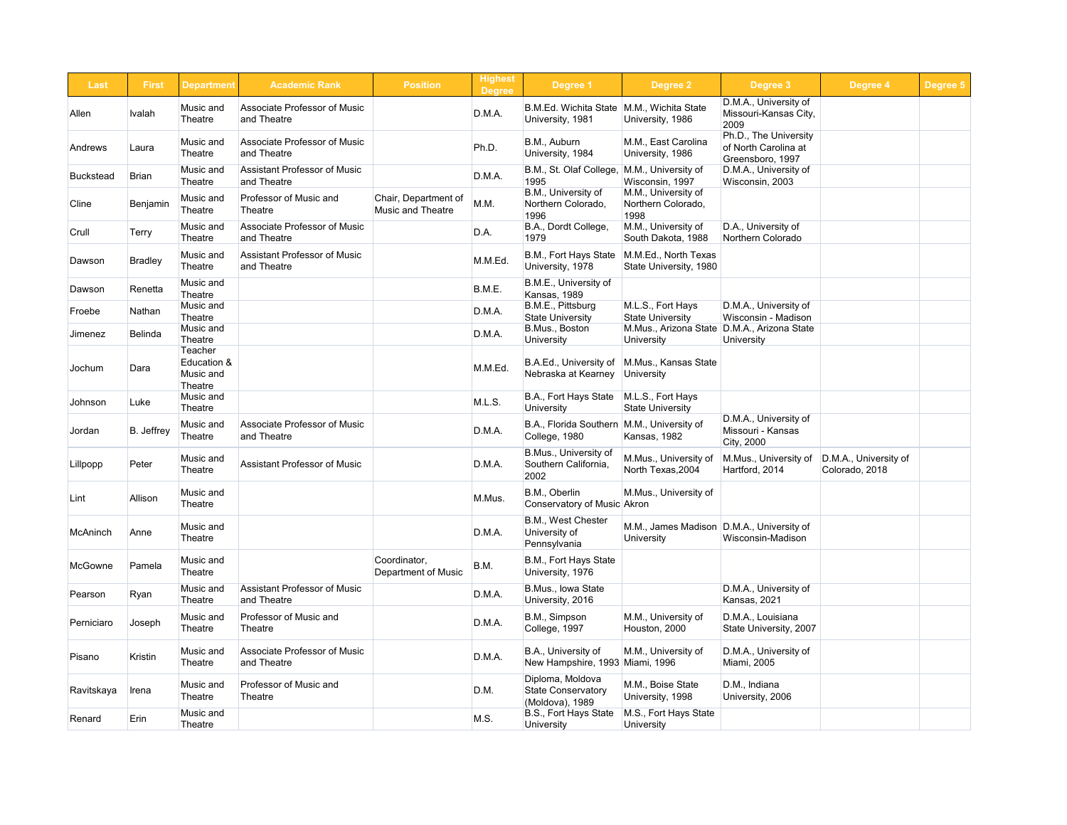| Last | First | Department | Academic Rank | Position | Highest Degree | Degree 1 | Degree 2 | Degree 3 | Degree 4 | Degree 5 |
|---|---|---|---|---|---|---|---|---|---|---|
| Allen | Ivalah | Music and Theatre | Associate Professor of Music and Theatre | | D.M.A. | B.M.Ed. Wichita State University, 1981 | M.M., Wichita State University, 1986 | D.M.A., University of Missouri-Kansas City, 2009 | | |
| Andrews | Laura | Music and Theatre | Associate Professor of Music and Theatre | | Ph.D. | B.M., Auburn University, 1984 | M.M., East Carolina University, 1986 | Ph.D., The University of North Carolina at Greensboro, 1997 | | |
| Buckstead | Brian | Music and Theatre | Assistant Professor of Music and Theatre | | D.M.A. | B.M., St. Olaf College, 1995 | M.M., University of Wisconsin, 1997 | D.M.A., University of Wisconsin, 2003 | | |
| Cline | Benjamin | Music and Theatre | Professor of Music and Theatre | Chair, Department of Music and Theatre | M.M. | B.M., University of Northern Colorado, 1996 | M.M., University of Northern Colorado, 1998 | | | |
| Crull | Terry | Music and Theatre | Associate Professor of Music and Theatre | | D.A. | B.A., Dordt College, 1979 | M.M., University of South Dakota, 1988 | D.A., University of Northern Colorado | | |
| Dawson | Bradley | Music and Theatre | Assistant Professor of Music and Theatre | | M.M.Ed. | B.M., Fort Hays State University, 1978 | M.M.Ed., North Texas State University, 1980 | | | |
| Dawson | Renetta | Music and Theatre | | | B.M.E. | B.M.E., University of Kansas, 1989 | | | | |
| Froebe | Nathan | Music and Theatre | | | D.M.A. | B.M.E., Pittsburg State University | M.L.S., Fort Hays State University | D.M.A., University of Wisconsin - Madison | | |
| Jimenez | Belinda | Music and Theatre | | | D.M.A. | B.Mus., Boston University | M.Mus., Arizona State University | D.M.A., Arizona State University | | |
| Jochum | Dara | Teacher Education & Music and Theatre | | | M.M.Ed. | B.A.Ed., University of Nebraska at Kearney | M.Mus., Kansas State University | | | |
| Johnson | Luke | Music and Theatre | | | M.L.S. | B.A., Fort Hays State University | M.L.S., Fort Hays State University | | | |
| Jordan | B. Jeffrey | Music and Theatre | Associate Professor of Music and Theatre | | D.M.A. | B.A., Florida Southern College, 1980 | M.M., University of Kansas, 1982 | D.M.A., University of Missouri - Kansas City, 2000 | | |
| Lillpopp | Peter | Music and Theatre | Assistant Professor of Music | | D.M.A. | B.Mus., University of Southern California, 2002 | M.Mus., University of North Texas,2004 | M.Mus., University of Hartford, 2014 | D.M.A., University of Colorado, 2018 | |
| Lint | Allison | Music and Theatre | | | M.Mus. | B.M., Oberlin Conservatory of Music | M.Mus., University of Akron | | | |
| McAninch | Anne | Music and Theatre | | | D.M.A. | B.M., West Chester University of Pennsylvania | M.M., James Madison University | D.M.A., University of Wisconsin-Madison | | |
| McGowne | Pamela | Music and Theatre | | Coordinator, Department of Music | B.M. | B.M., Fort Hays State University, 1976 | | | | |
| Pearson | Ryan | Music and Theatre | Assistant Professor of Music and Theatre | | D.M.A. | B.Mus., Iowa State University, 2016 | | D.M.A., University of Kansas, 2021 | | |
| Perniciaro | Joseph | Music and Theatre | Professor of Music and Theatre | | D.M.A. | B.M., Simpson College, 1997 | M.M., University of Houston, 2000 | D.M.A., Louisiana State University, 2007 | | |
| Pisano | Kristin | Music and Theatre | Associate Professor of Music and Theatre | | D.M.A. | B.A., University of New Hampshire, 1993 | M.M., University of Miami, 1996 | D.M.A., University of Miami, 2005 | | |
| Ravitskaya | Irena | Music and Theatre | Professor of Music and Theatre | | D.M. | Diploma, Moldova State Conservatory (Moldova), 1989 | M.M., Boise State University, 1998 | D.M., Indiana University, 2006 | | |
| Renard | Erin | Music and Theatre | | | M.S. | B.S., Fort Hays State University | M.S., Fort Hays State University | | | |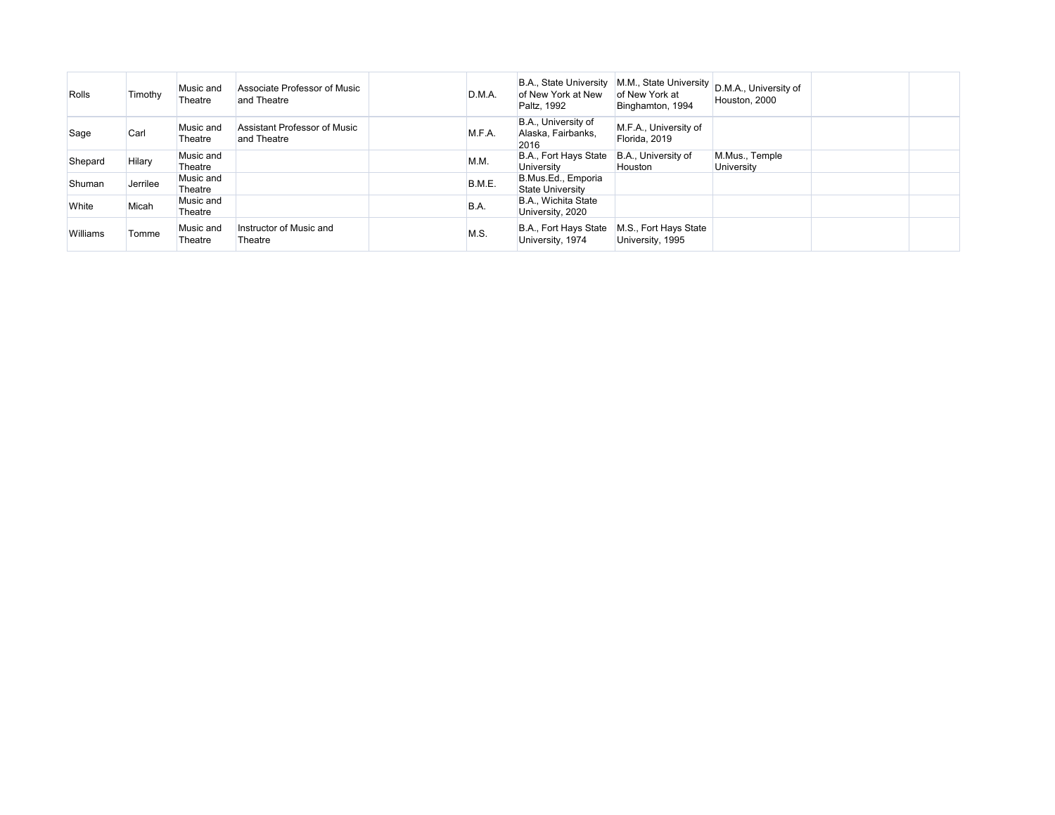| | | | | | | | | | | |
|---|---|---|---|---|---|---|---|---|---|---|
| Rolls | Timothy | Music and Theatre | Associate Professor of Music and Theatre | | D.M.A. | B.A., State University of New York at New Paltz, 1992 | M.M., State University of New York at Binghamton, 1994 | D.M.A., University of Houston, 2000 | | |
| Sage | Carl | Music and Theatre | Assistant Professor of Music and Theatre | | M.F.A. | B.A., University of Alaska, Fairbanks, 2016 | M.F.A., University of Florida, 2019 | | | |
| Shepard | Hilary | Music and Theatre | | | M.M. | B.A., Fort Hays State University | B.A., University of Houston | M.Mus., Temple University | | |
| Shuman | Jerrilee | Music and Theatre | | | B.M.E. | B.Mus.Ed., Emporia State University | | | | |
| White | Micah | Music and Theatre | | | B.A. | B.A., Wichita State University, 2020 | | | | |
| Williams | Tomme | Music and Theatre | Instructor of Music and Theatre | | M.S. | B.A., Fort Hays State University, 1974 | M.S., Fort Hays State University, 1995 | | | |